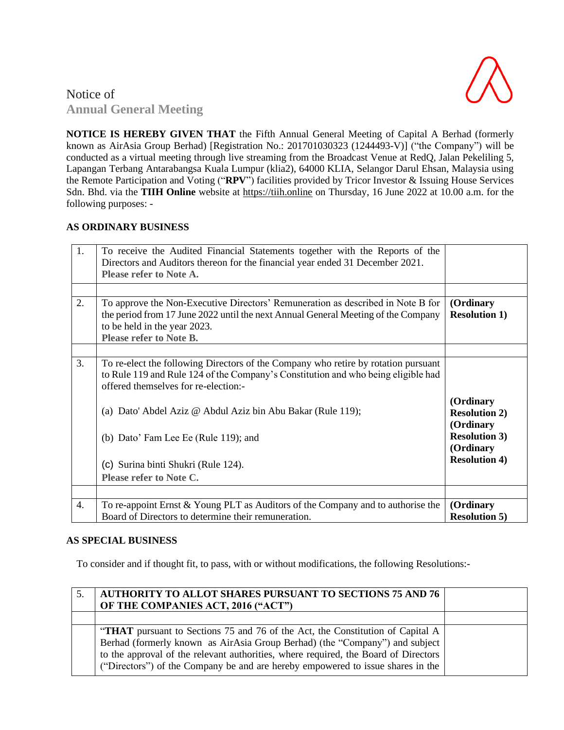# Notice of Annual General Meeting

**NOTICE IS HEREBY GIVEN THAT** the Fifth Annual General Meeting of Capital A Berhad (formerly known as AirAsia Group Berhad) [Registration No.: 201701030323 (1244493-V)] ("the Company") will be conducted as a virtual meeting through live streaming from the Broadcast Venue at RedQ, Jalan Pekeliling 5, Lapangan Terbang Antarabangsa Kuala Lumpur (klia2), 64000 KLIA, Selangor Darul Ehsan, Malaysia using the Remote Participation and Voting ("**RPV**") facilities provided by Tricor Investor & Issuing House Services Sdn. Bhd. via the **TIIH Online** website at https://tiih.online on Thursday, 16 June 2022 at 10.00 a.m. for the following purposes: -

## AS ORDINARY BUSINESS

| | | |
|---|---|---|
| 1. | To receive the Audited Financial Statements together with the Reports of the Directors and Auditors thereon for the financial year ended 31 December 2021.<br>**Please refer to Note A.** | |
| | | |
| 2. | To approve the Non-Executive Directors' Remuneration as described in Note B for the period from 17 June 2022 until the next Annual General Meeting of the Company to be held in the year 2023.<br>**Please refer to Note B.** | **(Ordinary Resolution 1)** |
| | | |
| 3. | To re-elect the following Directors of the Company who retire by rotation pursuant to Rule 119 and Rule 124 of the Company's Constitution and who being eligible had offered themselves for re-election:-<br><br>(a) Dato' Abdel Aziz @ Abdul Aziz bin Abu Bakar (Rule 119);<br><br>(b) Dato' Fam Lee Ee (Rule 119); and<br><br>(c) Surina binti Shukri (Rule 124).<br>**Please refer to Note C.** | <br><br><br>**(Ordinary Resolution 2)**<br>**(Ordinary Resolution 3)**<br>**(Ordinary Resolution 4)** |
| | | |
| 4. | To re-appoint Ernst & Young PLT as Auditors of the Company and to authorise the Board of Directors to determine their remuneration. | **(Ordinary Resolution 5)** |

## AS SPECIAL BUSINESS

To consider and if thought fit, to pass, with or without modifications, the following Resolutions:-

| | | |
|---|---|---|
| 5. | **AUTHORITY TO ALLOT SHARES PURSUANT TO SECTIONS 75 AND 76 OF THE COMPANIES ACT, 2016 ("ACT")** | |
| | | |
| | "**THAT** pursuant to Sections 75 and 76 of the Act, the Constitution of Capital A Berhad (formerly known as AirAsia Group Berhad) (the "Company") and subject to the approval of the relevant authorities, where required, the Board of Directors ("Directors") of the Company be and are hereby empowered to issue shares in the | |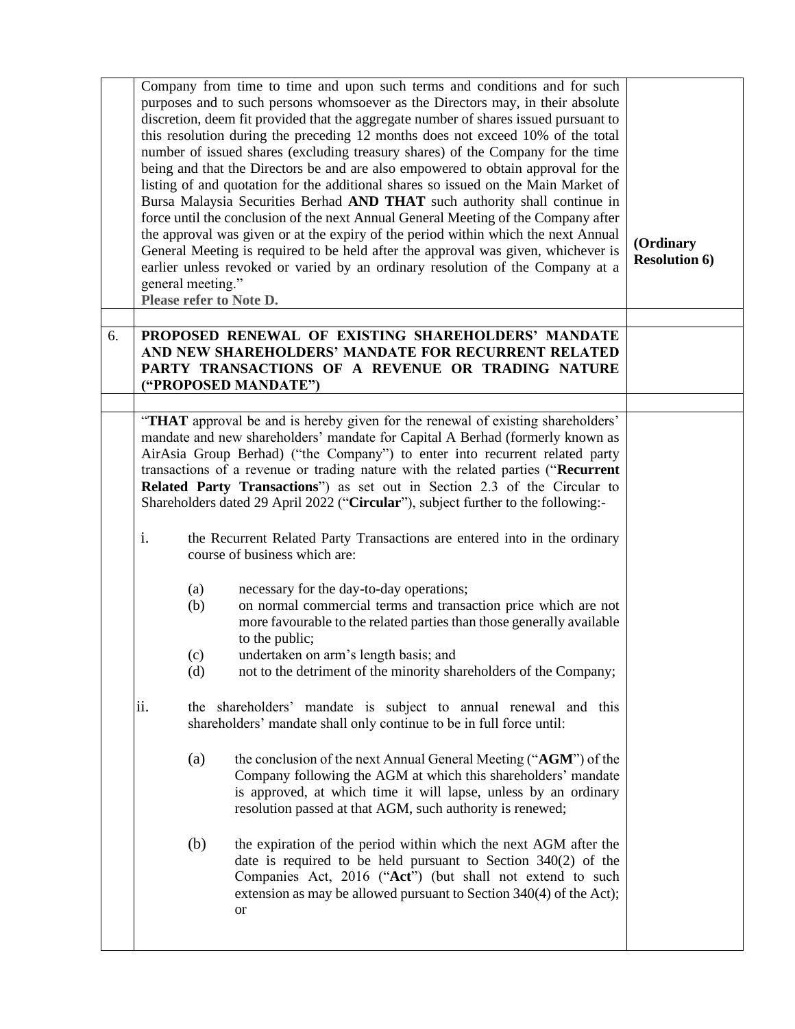| | | |
|---|---|---|
| | Company from time to time and upon such terms and conditions and for such purposes and to such persons whomsoever as the Directors may, in their absolute discretion, deem fit provided that the aggregate number of shares issued pursuant to this resolution during the preceding 12 months does not exceed 10% of the total number of issued shares (excluding treasury shares) of the Company for the time being and that the Directors be and are also empowered to obtain approval for the listing of and quotation for the additional shares so issued on the Main Market of Bursa Malaysia Securities Berhad **AND THAT** such authority shall continue in force until the conclusion of the next Annual General Meeting of the Company after the approval was given or at the expiry of the period within which the next Annual General Meeting is required to be held after the approval was given, whichever is earlier unless revoked or varied by an ordinary resolution of the Company at a general meeting."<br>**Please refer to Note D.** | **(Ordinary Resolution 6)** |
| | | |
| 6. | **PROPOSED RENEWAL OF EXISTING SHAREHOLDERS' MANDATE AND NEW SHAREHOLDERS' MANDATE FOR RECURRENT RELATED PARTY TRANSACTIONS OF A REVENUE OR TRADING NATURE ("PROPOSED MANDATE")** | |
| | | |
| | "**THAT** approval be and is hereby given for the renewal of existing shareholders' mandate and new shareholders' mandate for Capital A Berhad (formerly known as AirAsia Group Berhad) ("the Company") to enter into recurrent related party transactions of a revenue or trading nature with the related parties ("**Recurrent Related Party Transactions**") as set out in Section 2.3 of the Circular to Shareholders dated 29 April 2022 ("**Circular**"), subject further to the following:-<br><br>i. the Recurrent Related Party Transactions are entered into in the ordinary course of business which are:<br><br>(a) necessary for the day-to-day operations;<br>(b) on normal commercial terms and transaction price which are not more favourable to the related parties than those generally available to the public;<br>(c) undertaken on arm's length basis; and<br>(d) not to the detriment of the minority shareholders of the Company;<br><br>ii. the shareholders' mandate is subject to annual renewal and this shareholders' mandate shall only continue to be in full force until:<br><br>(a) the conclusion of the next Annual General Meeting ("**AGM**") of the Company following the AGM at which this shareholders' mandate is approved, at which time it will lapse, unless by an ordinary resolution passed at that AGM, such authority is renewed;<br><br>(b) the expiration of the period within which the next AGM after the date is required to be held pursuant to Section 340(2) of the Companies Act, 2016 ("**Act**") (but shall not extend to such extension as may be allowed pursuant to Section 340(4) of the Act); or | |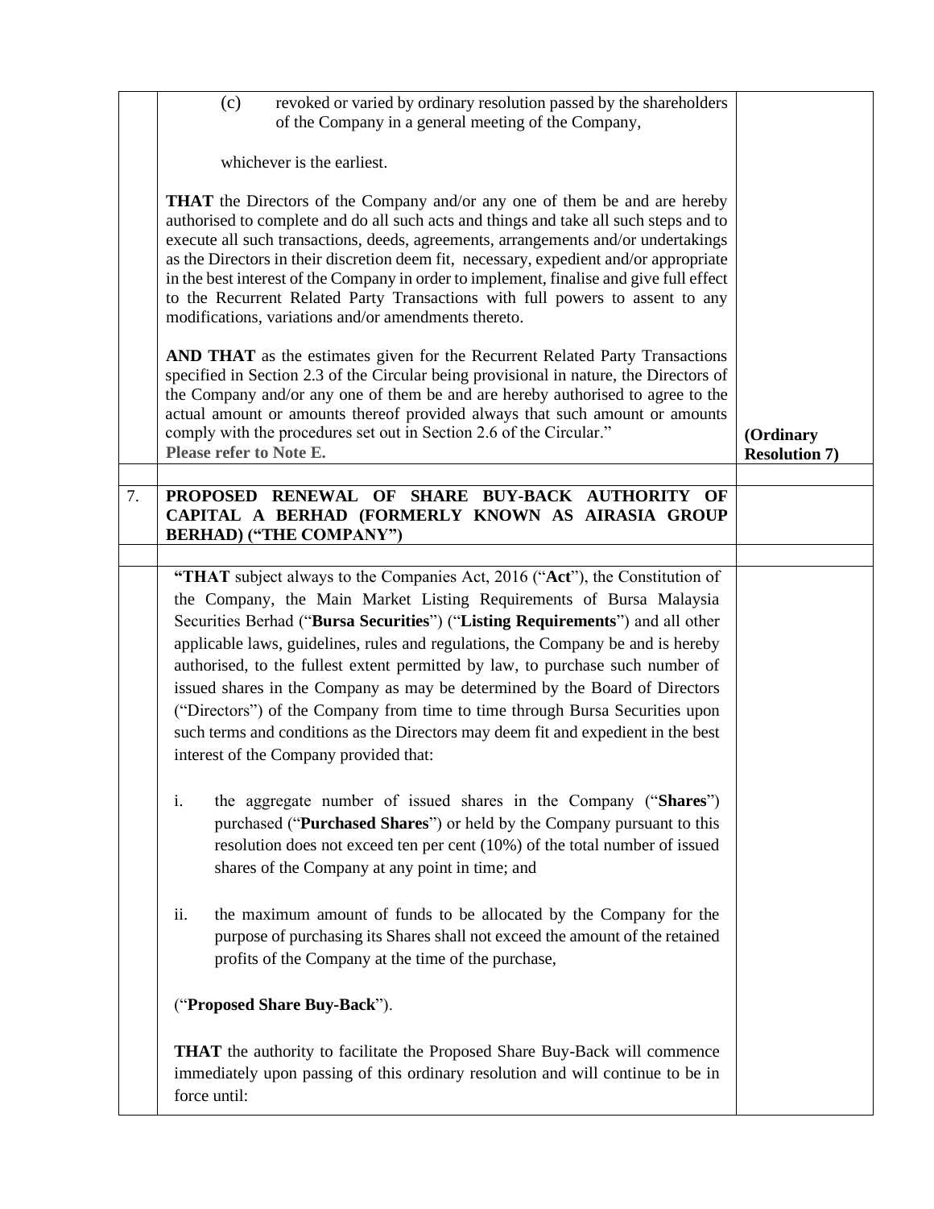(c) revoked or varied by ordinary resolution passed by the shareholders of the Company in a general meeting of the Company,

whichever is the earliest.

**THAT** the Directors of the Company and/or any one of them be and are hereby authorised to complete and do all such acts and things and take all such steps and to execute all such transactions, deeds, agreements, arrangements and/or undertakings as the Directors in their discretion deem fit, necessary, expedient and/or appropriate in the best interest of the Company in order to implement, finalise and give full effect to the Recurrent Related Party Transactions with full powers to assent to any modifications, variations and/or amendments thereto.

**AND THAT** as the estimates given for the Recurrent Related Party Transactions specified in Section 2.3 of the Circular being provisional in nature, the Directors of the Company and/or any one of them be and are hereby authorised to agree to the actual amount or amounts thereof provided always that such amount or amounts comply with the procedures set out in Section 2.6 of the Circular."
**Please refer to Note E.**

**(Ordinary Resolution 7)**

## 7. PROPOSED RENEWAL OF SHARE BUY-BACK AUTHORITY OF CAPITAL A BERHAD (FORMERLY KNOWN AS AIRASIA GROUP BERHAD) ("THE COMPANY")

"**THAT** subject always to the Companies Act, 2016 ("**Act**"), the Constitution of the Company, the Main Market Listing Requirements of Bursa Malaysia Securities Berhad ("**Bursa Securities**") ("**Listing Requirements**") and all other applicable laws, guidelines, rules and regulations, the Company be and is hereby authorised, to the fullest extent permitted by law, to purchase such number of issued shares in the Company as may be determined by the Board of Directors ("Directors") of the Company from time to time through Bursa Securities upon such terms and conditions as the Directors may deem fit and expedient in the best interest of the Company provided that:

i. the aggregate number of issued shares in the Company ("**Shares**") purchased ("**Purchased Shares**") or held by the Company pursuant to this resolution does not exceed ten per cent (10%) of the total number of issued shares of the Company at any point in time; and

ii. the maximum amount of funds to be allocated by the Company for the purpose of purchasing its Shares shall not exceed the amount of the retained profits of the Company at the time of the purchase,

("**Proposed Share Buy-Back**").

**THAT** the authority to facilitate the Proposed Share Buy-Back will commence immediately upon passing of this ordinary resolution and will continue to be in force until: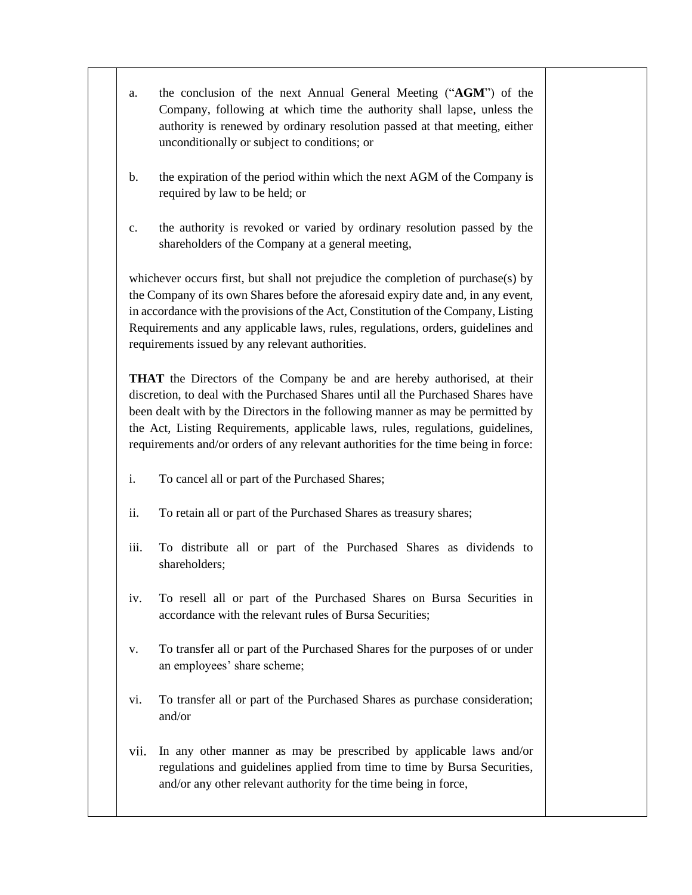a. the conclusion of the next Annual General Meeting ("**AGM**") of the Company, following at which time the authority shall lapse, unless the authority is renewed by ordinary resolution passed at that meeting, either unconditionally or subject to conditions; or

b. the expiration of the period within which the next AGM of the Company is required by law to be held; or

c. the authority is revoked or varied by ordinary resolution passed by the shareholders of the Company at a general meeting,

whichever occurs first, but shall not prejudice the completion of purchase(s) by the Company of its own Shares before the aforesaid expiry date and, in any event, in accordance with the provisions of the Act, Constitution of the Company, Listing Requirements and any applicable laws, rules, regulations, orders, guidelines and requirements issued by any relevant authorities.

**THAT** the Directors of the Company be and are hereby authorised, at their discretion, to deal with the Purchased Shares until all the Purchased Shares have been dealt with by the Directors in the following manner as may be permitted by the Act, Listing Requirements, applicable laws, rules, regulations, guidelines, requirements and/or orders of any relevant authorities for the time being in force:

i. To cancel all or part of the Purchased Shares;

ii. To retain all or part of the Purchased Shares as treasury shares;

iii. To distribute all or part of the Purchased Shares as dividends to shareholders;

iv. To resell all or part of the Purchased Shares on Bursa Securities in accordance with the relevant rules of Bursa Securities;

v. To transfer all or part of the Purchased Shares for the purposes of or under an employees' share scheme;

vi. To transfer all or part of the Purchased Shares as purchase consideration; and/or

vii. In any other manner as may be prescribed by applicable laws and/or regulations and guidelines applied from time to time by Bursa Securities, and/or any other relevant authority for the time being in force,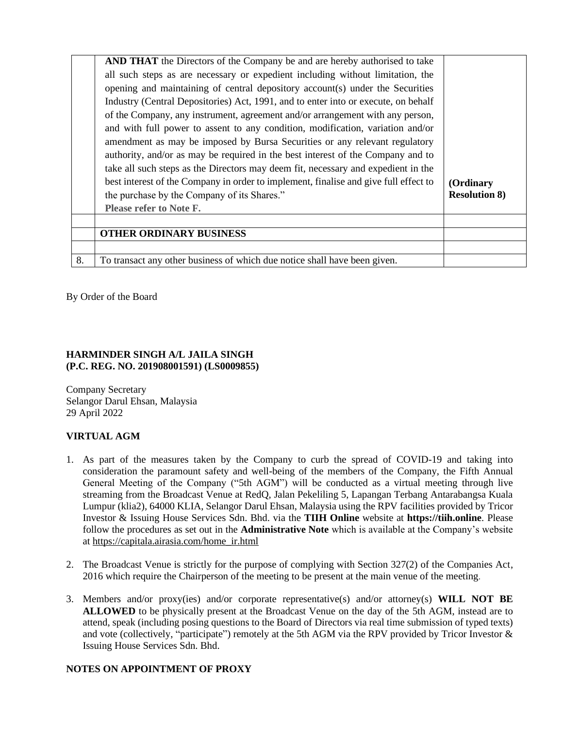| | | |
|---|---|---|
| | **AND THAT** the Directors of the Company be and are hereby authorised to take all such steps as are necessary or expedient including without limitation, the opening and maintaining of central depository account(s) under the Securities Industry (Central Depositories) Act, 1991, and to enter into or execute, on behalf of the Company, any instrument, agreement and/or arrangement with any person, and with full power to assent to any condition, modification, variation and/or amendment as may be imposed by Bursa Securities or any relevant regulatory authority, and/or as may be required in the best interest of the Company and to take all such steps as the Directors may deem fit, necessary and expedient in the best interest of the Company in order to implement, finalise and give full effect to the purchase by the Company of its Shares."<br>**Please refer to Note F.** | **(Ordinary Resolution 8)** |
| | | |
| | **OTHER ORDINARY BUSINESS** | |
| | | |
| 8. | To transact any other business of which due notice shall have been given. | |

By Order of the Board

**HARMINDER SINGH A/L JAILA SINGH**
**(P.C. REG. NO. 201908001591) (LS0009855)**

Company Secretary
Selangor Darul Ehsan, Malaysia
29 April 2022

## VIRTUAL AGM

1. As part of the measures taken by the Company to curb the spread of COVID-19 and taking into consideration the paramount safety and well-being of the members of the Company, the Fifth Annual General Meeting of the Company ("5th AGM") will be conducted as a virtual meeting through live streaming from the Broadcast Venue at RedQ, Jalan Pekeliling 5, Lapangan Terbang Antarabangsa Kuala Lumpur (klia2), 64000 KLIA, Selangor Darul Ehsan, Malaysia using the RPV facilities provided by Tricor Investor & Issuing House Services Sdn. Bhd. via the **TIIH Online** website at **https://tiih.online**. Please follow the procedures as set out in the **Administrative Note** which is available at the Company's website at https://capitala.airasia.com/home_ir.html

2. The Broadcast Venue is strictly for the purpose of complying with Section 327(2) of the Companies Act, 2016 which require the Chairperson of the meeting to be present at the main venue of the meeting.

3. Members and/or proxy(ies) and/or corporate representative(s) and/or attorney(s) **WILL NOT BE ALLOWED** to be physically present at the Broadcast Venue on the day of the 5th AGM, instead are to attend, speak (including posing questions to the Board of Directors via real time submission of typed texts) and vote (collectively, "participate") remotely at the 5th AGM via the RPV provided by Tricor Investor & Issuing House Services Sdn. Bhd.

## NOTES ON APPOINTMENT OF PROXY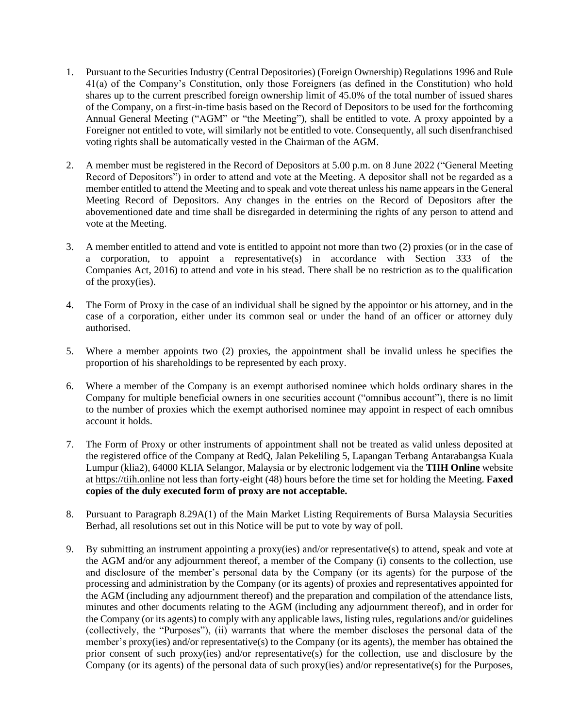1. Pursuant to the Securities Industry (Central Depositories) (Foreign Ownership) Regulations 1996 and Rule 41(a) of the Company's Constitution, only those Foreigners (as defined in the Constitution) who hold shares up to the current prescribed foreign ownership limit of 45.0% of the total number of issued shares of the Company, on a first-in-time basis based on the Record of Depositors to be used for the forthcoming Annual General Meeting ("AGM" or "the Meeting"), shall be entitled to vote. A proxy appointed by a Foreigner not entitled to vote, will similarly not be entitled to vote. Consequently, all such disenfranchised voting rights shall be automatically vested in the Chairman of the AGM.

2. A member must be registered in the Record of Depositors at 5.00 p.m. on 8 June 2022 ("General Meeting Record of Depositors") in order to attend and vote at the Meeting. A depositor shall not be regarded as a member entitled to attend the Meeting and to speak and vote thereat unless his name appears in the General Meeting Record of Depositors. Any changes in the entries on the Record of Depositors after the abovementioned date and time shall be disregarded in determining the rights of any person to attend and vote at the Meeting.

3. A member entitled to attend and vote is entitled to appoint not more than two (2) proxies (or in the case of a corporation, to appoint a representative(s) in accordance with Section 333 of the Companies Act, 2016) to attend and vote in his stead. There shall be no restriction as to the qualification of the proxy(ies).

4. The Form of Proxy in the case of an individual shall be signed by the appointor or his attorney, and in the case of a corporation, either under its common seal or under the hand of an officer or attorney duly authorised.

5. Where a member appoints two (2) proxies, the appointment shall be invalid unless he specifies the proportion of his shareholdings to be represented by each proxy.

6. Where a member of the Company is an exempt authorised nominee which holds ordinary shares in the Company for multiple beneficial owners in one securities account ("omnibus account"), there is no limit to the number of proxies which the exempt authorised nominee may appoint in respect of each omnibus account it holds.

7. The Form of Proxy or other instruments of appointment shall not be treated as valid unless deposited at the registered office of the Company at RedQ, Jalan Pekeliling 5, Lapangan Terbang Antarabangsa Kuala Lumpur (klia2), 64000 KLIA Selangor, Malaysia or by electronic lodgement via the **TIIH Online** website at https://tiih.online not less than forty-eight (48) hours before the time set for holding the Meeting. **Faxed copies of the duly executed form of proxy are not acceptable.**

8. Pursuant to Paragraph 8.29A(1) of the Main Market Listing Requirements of Bursa Malaysia Securities Berhad, all resolutions set out in this Notice will be put to vote by way of poll.

9. By submitting an instrument appointing a proxy(ies) and/or representative(s) to attend, speak and vote at the AGM and/or any adjournment thereof, a member of the Company (i) consents to the collection, use and disclosure of the member's personal data by the Company (or its agents) for the purpose of the processing and administration by the Company (or its agents) of proxies and representatives appointed for the AGM (including any adjournment thereof) and the preparation and compilation of the attendance lists, minutes and other documents relating to the AGM (including any adjournment thereof), and in order for the Company (or its agents) to comply with any applicable laws, listing rules, regulations and/or guidelines (collectively, the "Purposes"), (ii) warrants that where the member discloses the personal data of the member's proxy(ies) and/or representative(s) to the Company (or its agents), the member has obtained the prior consent of such proxy(ies) and/or representative(s) for the collection, use and disclosure by the Company (or its agents) of the personal data of such proxy(ies) and/or representative(s) for the Purposes,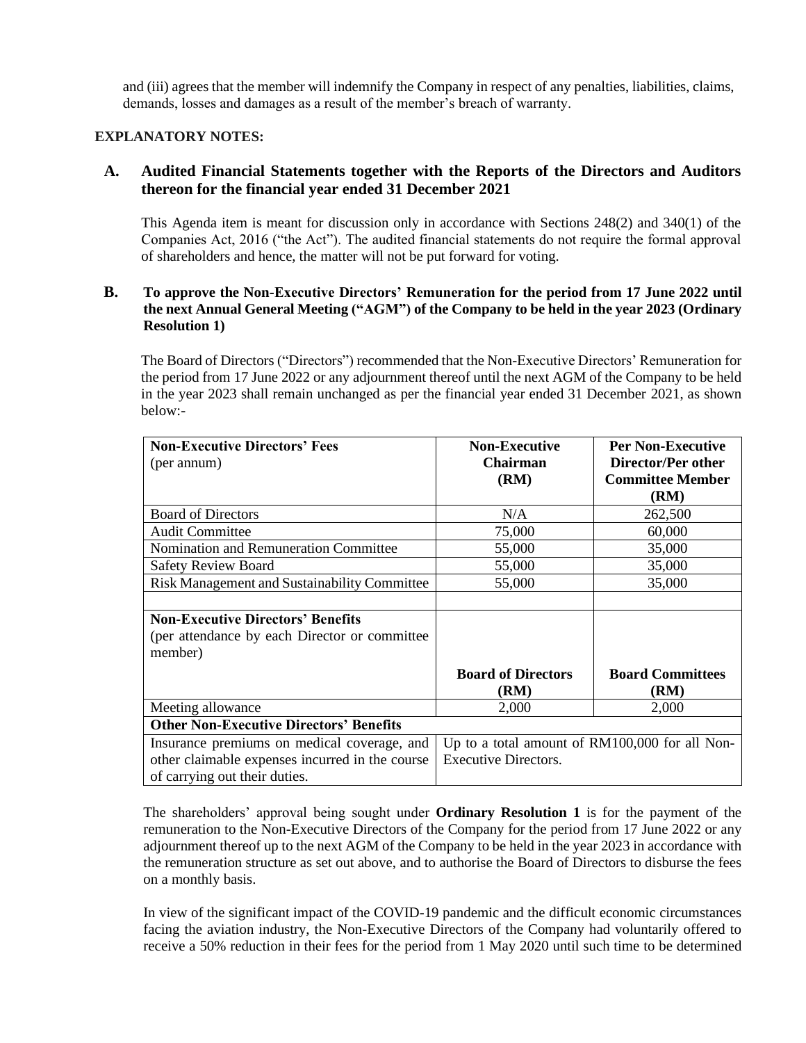and (iii) agrees that the member will indemnify the Company in respect of any penalties, liabilities, claims, demands, losses and damages as a result of the member's breach of warranty.

**EXPLANATORY NOTES:**

## A. Audited Financial Statements together with the Reports of the Directors and Auditors thereon for the financial year ended 31 December 2021

This Agenda item is meant for discussion only in accordance with Sections 248(2) and 340(1) of the Companies Act, 2016 ("the Act"). The audited financial statements do not require the formal approval of shareholders and hence, the matter will not be put forward for voting.

## B. To approve the Non-Executive Directors' Remuneration for the period from 17 June 2022 until the next Annual General Meeting ("AGM") of the Company to be held in the year 2023 (Ordinary Resolution 1)

The Board of Directors ("Directors") recommended that the Non-Executive Directors' Remuneration for the period from 17 June 2022 or any adjournment thereof until the next AGM of the Company to be held in the year 2023 shall remain unchanged as per the financial year ended 31 December 2021, as shown below:-

| **Non-Executive Directors' Fees** (per annum) | **Non-Executive Chairman (RM)** | **Per Non-Executive Director/Per other Committee Member (RM)** |
|---|---|---|
| Board of Directors | N/A | 262,500 |
| Audit Committee | 75,000 | 60,000 |
| Nomination and Remuneration Committee | 55,000 | 35,000 |
| Safety Review Board | 55,000 | 35,000 |
| Risk Management and Sustainability Committee | 55,000 | 35,000 |
| | | |
| **Non-Executive Directors' Benefits** (per attendance by each Director or committee member) | **Board of Directors (RM)** | **Board Committees (RM)** |
| Meeting allowance | 2,000 | 2,000 |
| **Other Non-Executive Directors' Benefits** | | |
| Insurance premiums on medical coverage, and other claimable expenses incurred in the course of carrying out their duties. | Up to a total amount of RM100,000 for all Non-Executive Directors. | |

The shareholders' approval being sought under **Ordinary Resolution 1** is for the payment of the remuneration to the Non-Executive Directors of the Company for the period from 17 June 2022 or any adjournment thereof up to the next AGM of the Company to be held in the year 2023 in accordance with the remuneration structure as set out above, and to authorise the Board of Directors to disburse the fees on a monthly basis.

In view of the significant impact of the COVID-19 pandemic and the difficult economic circumstances facing the aviation industry, the Non-Executive Directors of the Company had voluntarily offered to receive a 50% reduction in their fees for the period from 1 May 2020 until such time to be determined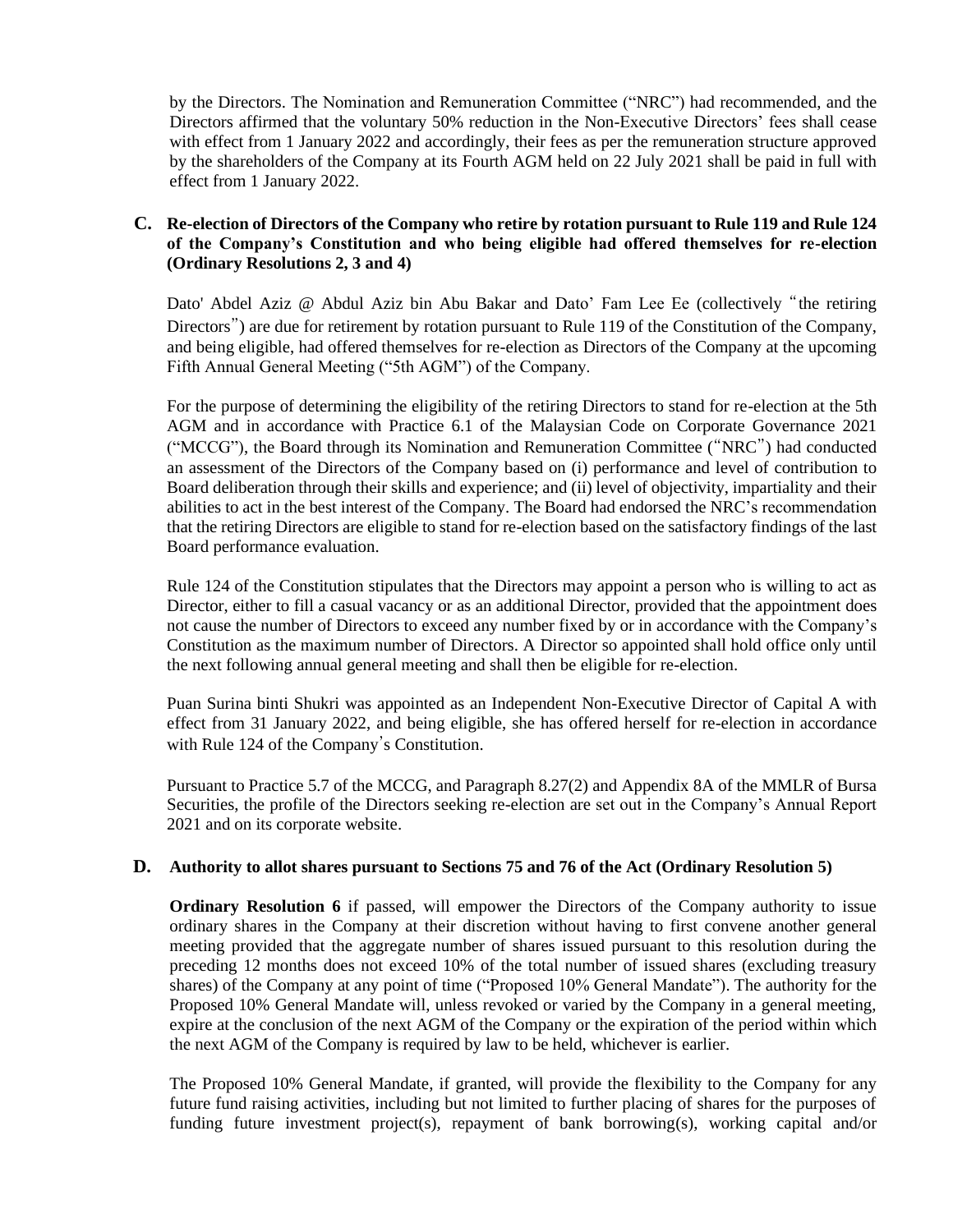by the Directors. The Nomination and Remuneration Committee ("NRC") had recommended, and the Directors affirmed that the voluntary 50% reduction in the Non-Executive Directors' fees shall cease with effect from 1 January 2022 and accordingly, their fees as per the remuneration structure approved by the shareholders of the Company at its Fourth AGM held on 22 July 2021 shall be paid in full with effect from 1 January 2022.

**C. Re-election of Directors of the Company who retire by rotation pursuant to Rule 119 and Rule 124 of the Company's Constitution and who being eligible had offered themselves for re-election (Ordinary Resolutions 2, 3 and 4)**

Dato' Abdel Aziz @ Abdul Aziz bin Abu Bakar and Dato' Fam Lee Ee (collectively "the retiring Directors") are due for retirement by rotation pursuant to Rule 119 of the Constitution of the Company, and being eligible, had offered themselves for re-election as Directors of the Company at the upcoming Fifth Annual General Meeting ("5th AGM") of the Company.

For the purpose of determining the eligibility of the retiring Directors to stand for re-election at the 5th AGM and in accordance with Practice 6.1 of the Malaysian Code on Corporate Governance 2021 ("MCCG"), the Board through its Nomination and Remuneration Committee ("NRC") had conducted an assessment of the Directors of the Company based on (i) performance and level of contribution to Board deliberation through their skills and experience; and (ii) level of objectivity, impartiality and their abilities to act in the best interest of the Company. The Board had endorsed the NRC's recommendation that the retiring Directors are eligible to stand for re-election based on the satisfactory findings of the last Board performance evaluation.

Rule 124 of the Constitution stipulates that the Directors may appoint a person who is willing to act as Director, either to fill a casual vacancy or as an additional Director, provided that the appointment does not cause the number of Directors to exceed any number fixed by or in accordance with the Company's Constitution as the maximum number of Directors. A Director so appointed shall hold office only until the next following annual general meeting and shall then be eligible for re-election.

Puan Surina binti Shukri was appointed as an Independent Non-Executive Director of Capital A with effect from 31 January 2022, and being eligible, she has offered herself for re-election in accordance with Rule 124 of the Company's Constitution.

Pursuant to Practice 5.7 of the MCCG, and Paragraph 8.27(2) and Appendix 8A of the MMLR of Bursa Securities, the profile of the Directors seeking re-election are set out in the Company's Annual Report 2021 and on its corporate website.

**D. Authority to allot shares pursuant to Sections 75 and 76 of the Act (Ordinary Resolution 5)**

**Ordinary Resolution 6** if passed, will empower the Directors of the Company authority to issue ordinary shares in the Company at their discretion without having to first convene another general meeting provided that the aggregate number of shares issued pursuant to this resolution during the preceding 12 months does not exceed 10% of the total number of issued shares (excluding treasury shares) of the Company at any point of time ("Proposed 10% General Mandate"). The authority for the Proposed 10% General Mandate will, unless revoked or varied by the Company in a general meeting, expire at the conclusion of the next AGM of the Company or the expiration of the period within which the next AGM of the Company is required by law to be held, whichever is earlier.

The Proposed 10% General Mandate, if granted, will provide the flexibility to the Company for any future fund raising activities, including but not limited to further placing of shares for the purposes of funding future investment project(s), repayment of bank borrowing(s), working capital and/or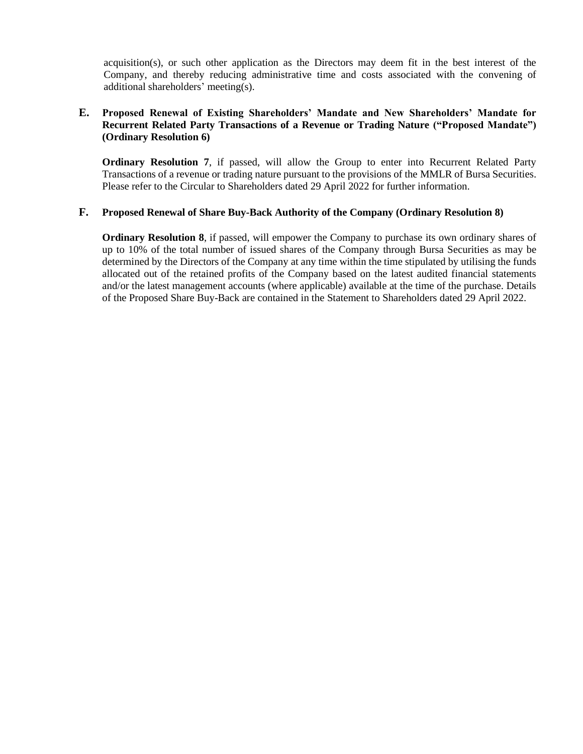acquisition(s), or such other application as the Directors may deem fit in the best interest of the Company, and thereby reducing administrative time and costs associated with the convening of additional shareholders' meeting(s).

**E. Proposed Renewal of Existing Shareholders' Mandate and New Shareholders' Mandate for Recurrent Related Party Transactions of a Revenue or Trading Nature ("Proposed Mandate") (Ordinary Resolution 6)**

**Ordinary Resolution 7**, if passed, will allow the Group to enter into Recurrent Related Party Transactions of a revenue or trading nature pursuant to the provisions of the MMLR of Bursa Securities. Please refer to the Circular to Shareholders dated 29 April 2022 for further information.

**F. Proposed Renewal of Share Buy-Back Authority of the Company (Ordinary Resolution 8)**

**Ordinary Resolution 8**, if passed, will empower the Company to purchase its own ordinary shares of up to 10% of the total number of issued shares of the Company through Bursa Securities as may be determined by the Directors of the Company at any time within the time stipulated by utilising the funds allocated out of the retained profits of the Company based on the latest audited financial statements and/or the latest management accounts (where applicable) available at the time of the purchase. Details of the Proposed Share Buy-Back are contained in the Statement to Shareholders dated 29 April 2022.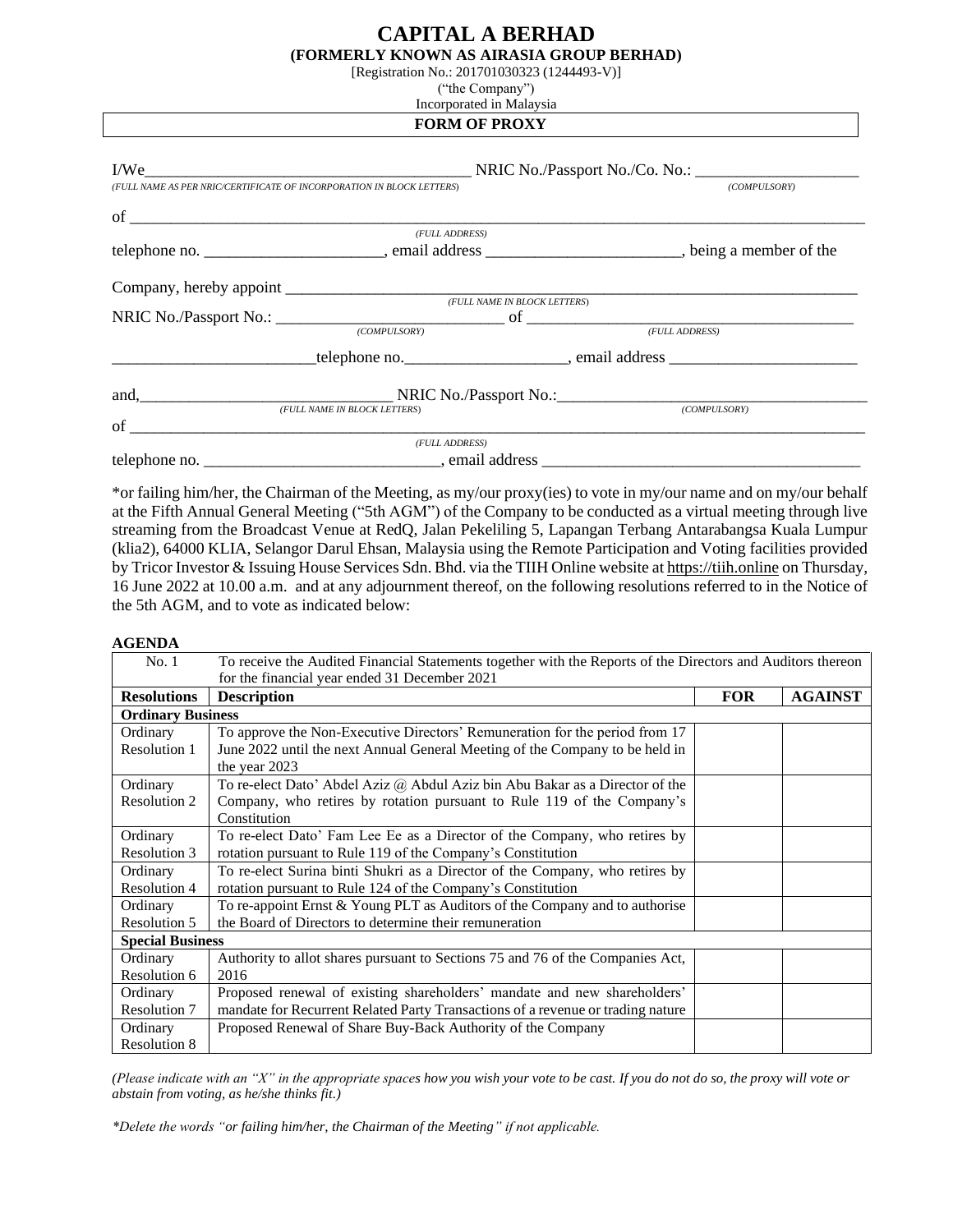# CAPITAL A BERHAD

**(FORMERLY KNOWN AS AIRASIA GROUP BERHAD)**

[Registration No.: 201701030323 (1244493-V)]

("the Company")

Incorporated in Malaysia

**FORM OF PROXY**

I/We_______________________________________ NRIC No./Passport No./Co. No.: ____________________
*(FULL NAME AS PER NRIC/CERTIFICATE OF INCORPORATION IN BLOCK LETTERS)* *(COMPULSORY)*

of ___________________________________________________________________________________________
*(FULL ADDRESS)*

telephone no. _____________________, email address _______________________, being a member of the

Company, hereby appoint _______________________________________________________________________
*(FULL NAME IN BLOCK LETTERS)*

NRIC No./Passport No.: ___________________________ of _____________________________________
*(COMPULSORY)* *(FULL ADDRESS)*

________________________telephone no.___________________, email address _______________________

and,______________________________ NRIC No./Passport No.:____________________________________
*(FULL NAME IN BLOCK LETTERS)* *(COMPULSORY)*

of ___________________________________________________________________________________________
*(FULL ADDRESS)*

telephone no. ____________________________, email address _______________________________________

*or failing him/her, the Chairman of the Meeting, as my/our proxy(ies) to vote in my/our name and on my/our behalf at the Fifth Annual General Meeting ("5th AGM") of the Company to be conducted as a virtual meeting through live streaming from the Broadcast Venue at RedQ, Jalan Pekeliling 5, Lapangan Terbang Antarabangsa Kuala Lumpur (klia2), 64000 KLIA, Selangor Darul Ehsan, Malaysia using the Remote Participation and Voting facilities provided by Tricor Investor & Issuing House Services Sdn. Bhd. via the TIIH Online website at https://tiih.online on Thursday, 16 June 2022 at 10.00 a.m. and at any adjournment thereof, on the following resolutions referred to in the Notice of the 5th AGM, and to vote as indicated below:

**AGENDA**

| No. 1 | To receive the Audited Financial Statements together with the Reports of the Directors and Auditors thereon for the financial year ended 31 December 2021 | | |
|---|---|---|---|
| **Resolutions** | **Description** | **FOR** | **AGAINST** |
| **Ordinary Business** | | | |
| Ordinary Resolution 1 | To approve the Non-Executive Directors' Remuneration for the period from 17 June 2022 until the next Annual General Meeting of the Company to be held in the year 2023 | | |
| Ordinary Resolution 2 | To re-elect Dato' Abdel Aziz @ Abdul Aziz bin Abu Bakar as a Director of the Company, who retires by rotation pursuant to Rule 119 of the Company's Constitution | | |
| Ordinary Resolution 3 | To re-elect Dato' Fam Lee Ee as a Director of the Company, who retires by rotation pursuant to Rule 119 of the Company's Constitution | | |
| Ordinary Resolution 4 | To re-elect Surina binti Shukri as a Director of the Company, who retires by rotation pursuant to Rule 124 of the Company's Constitution | | |
| Ordinary Resolution 5 | To re-appoint Ernst & Young PLT as Auditors of the Company and to authorise the Board of Directors to determine their remuneration | | |
| **Special Business** | | | |
| Ordinary Resolution 6 | Authority to allot shares pursuant to Sections 75 and 76 of the Companies Act, 2016 | | |
| Ordinary Resolution 7 | Proposed renewal of existing shareholders' mandate and new shareholders' mandate for Recurrent Related Party Transactions of a revenue or trading nature | | |
| Ordinary Resolution 8 | Proposed Renewal of Share Buy-Back Authority of the Company | | |

*(Please indicate with an "X" in the appropriate spaces how you wish your vote to be cast. If you do not do so, the proxy will vote or abstain from voting, as he/she thinks fit.)*

*\*Delete the words "or failing him/her, the Chairman of the Meeting" if not applicable.*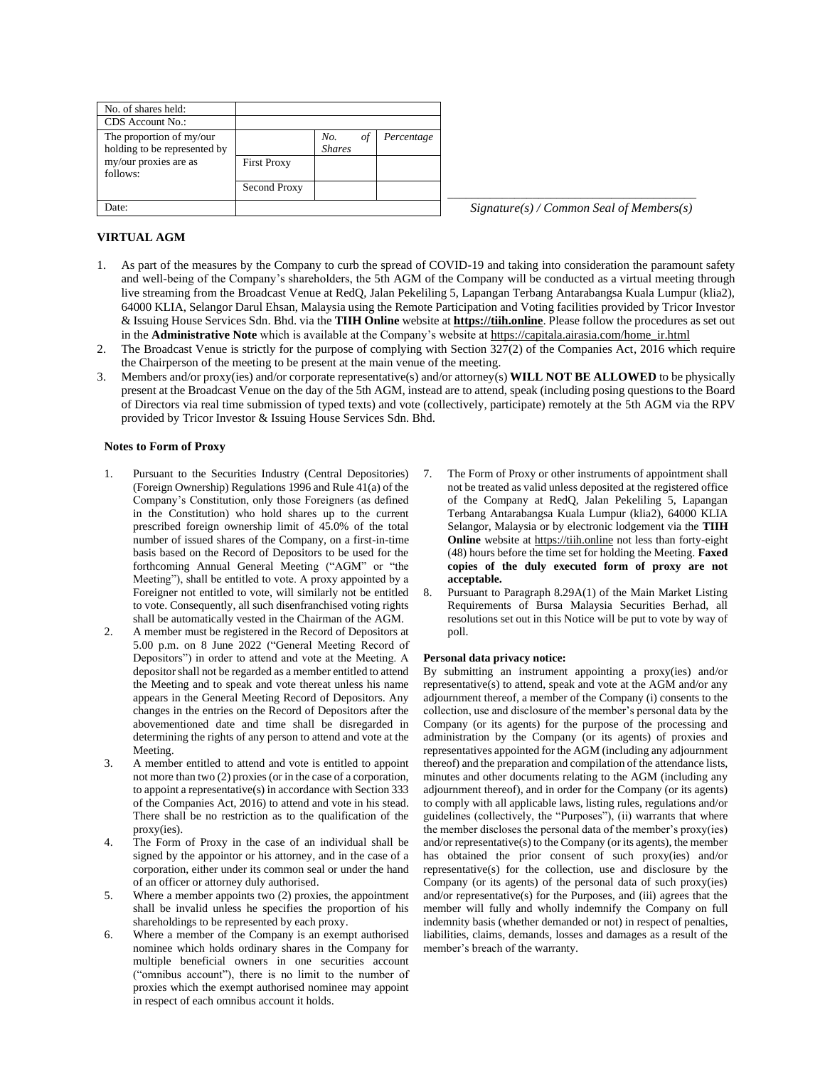| No. of shares held: | | | |
|---|---|---|---|
| CDS Account No.: | | | |
| The proportion of my/our holding to be represented by my/our proxies are as follows: | | *No. of Shares* | *Percentage* |
| | First Proxy | | |
| | Second Proxy | | |
| Date: | | | |

\_\_\_\_\_\_\_\_\_\_\_\_\_\_\_\_\_\_\_\_\_\_\_\_\_\_\_\_\_\_\_\_\_\_\_\_\_\_\_\_

*Signature(s) / Common Seal of Members(s)*

**VIRTUAL AGM**

1. As part of the measures by the Company to curb the spread of COVID-19 and taking into consideration the paramount safety and well-being of the Company's shareholders, the 5th AGM of the Company will be conducted as a virtual meeting through live streaming from the Broadcast Venue at RedQ, Jalan Pekeliling 5, Lapangan Terbang Antarabangsa Kuala Lumpur (klia2), 64000 KLIA, Selangor Darul Ehsan, Malaysia using the Remote Participation and Voting facilities provided by Tricor Investor & Issuing House Services Sdn. Bhd. via the **TIIH Online** website at **https://tiih.online**. Please follow the procedures as set out in the **Administrative Note** which is available at the Company's website at https://capitala.airasia.com/home_ir.html
2. The Broadcast Venue is strictly for the purpose of complying with Section 327(2) of the Companies Act, 2016 which require the Chairperson of the meeting to be present at the main venue of the meeting.
3. Members and/or proxy(ies) and/or corporate representative(s) and/or attorney(s) **WILL NOT BE ALLOWED** to be physically present at the Broadcast Venue on the day of the 5th AGM, instead are to attend, speak (including posing questions to the Board of Directors via real time submission of typed texts) and vote (collectively, participate) remotely at the 5th AGM via the RPV provided by Tricor Investor & Issuing House Services Sdn. Bhd.

**Notes to Form of Proxy**

1. Pursuant to the Securities Industry (Central Depositories) (Foreign Ownership) Regulations 1996 and Rule 41(a) of the Company's Constitution, only those Foreigners (as defined in the Constitution) who hold shares up to the current prescribed foreign ownership limit of 45.0% of the total number of issued shares of the Company, on a first-in-time basis based on the Record of Depositors to be used for the forthcoming Annual General Meeting ("AGM" or "the Meeting"), shall be entitled to vote. A proxy appointed by a Foreigner not entitled to vote, will similarly not be entitled to vote. Consequently, all such disenfranchised voting rights shall be automatically vested in the Chairman of the AGM.
2. A member must be registered in the Record of Depositors at 5.00 p.m. on 8 June 2022 ("General Meeting Record of Depositors") in order to attend and vote at the Meeting. A depositor shall not be regarded as a member entitled to attend the Meeting and to speak and vote thereat unless his name appears in the General Meeting Record of Depositors. Any changes in the entries on the Record of Depositors after the abovementioned date and time shall be disregarded in determining the rights of any person to attend and vote at the Meeting.
3. A member entitled to attend and vote is entitled to appoint not more than two (2) proxies (or in the case of a corporation, to appoint a representative(s) in accordance with Section 333 of the Companies Act, 2016) to attend and vote in his stead. There shall be no restriction as to the qualification of the proxy(ies).
4. The Form of Proxy in the case of an individual shall be signed by the appointor or his attorney, and in the case of a corporation, either under its common seal or under the hand of an officer or attorney duly authorised.
5. Where a member appoints two (2) proxies, the appointment shall be invalid unless he specifies the proportion of his shareholdings to be represented by each proxy.
6. Where a member of the Company is an exempt authorised nominee which holds ordinary shares in the Company for multiple beneficial owners in one securities account ("omnibus account"), there is no limit to the number of proxies which the exempt authorised nominee may appoint in respect of each omnibus account it holds.
7. The Form of Proxy or other instruments of appointment shall not be treated as valid unless deposited at the registered office of the Company at RedQ, Jalan Pekeliling 5, Lapangan Terbang Antarabangsa Kuala Lumpur (klia2), 64000 KLIA Selangor, Malaysia or by electronic lodgement via the **TIIH Online** website at https://tiih.online not less than forty-eight (48) hours before the time set for holding the Meeting. **Faxed copies of the duly executed form of proxy are not acceptable.**
8. Pursuant to Paragraph 8.29A(1) of the Main Market Listing Requirements of Bursa Malaysia Securities Berhad, all resolutions set out in this Notice will be put to vote by way of poll.

**Personal data privacy notice:**

By submitting an instrument appointing a proxy(ies) and/or representative(s) to attend, speak and vote at the AGM and/or any adjournment thereof, a member of the Company (i) consents to the collection, use and disclosure of the member's personal data by the Company (or its agents) for the purpose of the processing and administration by the Company (or its agents) of proxies and representatives appointed for the AGM (including any adjournment thereof) and the preparation and compilation of the attendance lists, minutes and other documents relating to the AGM (including any adjournment thereof), and in order for the Company (or its agents) to comply with all applicable laws, listing rules, regulations and/or guidelines (collectively, the "Purposes"), (ii) warrants that where the member discloses the personal data of the member's proxy(ies) and/or representative(s) to the Company (or its agents), the member has obtained the prior consent of such proxy(ies) and/or representative(s) for the collection, use and disclosure by the Company (or its agents) of the personal data of such proxy(ies) and/or representative(s) for the Purposes, and (iii) agrees that the member will fully and wholly indemnify the Company on full indemnity basis (whether demanded or not) in respect of penalties, liabilities, claims, demands, losses and damages as a result of the member's breach of the warranty.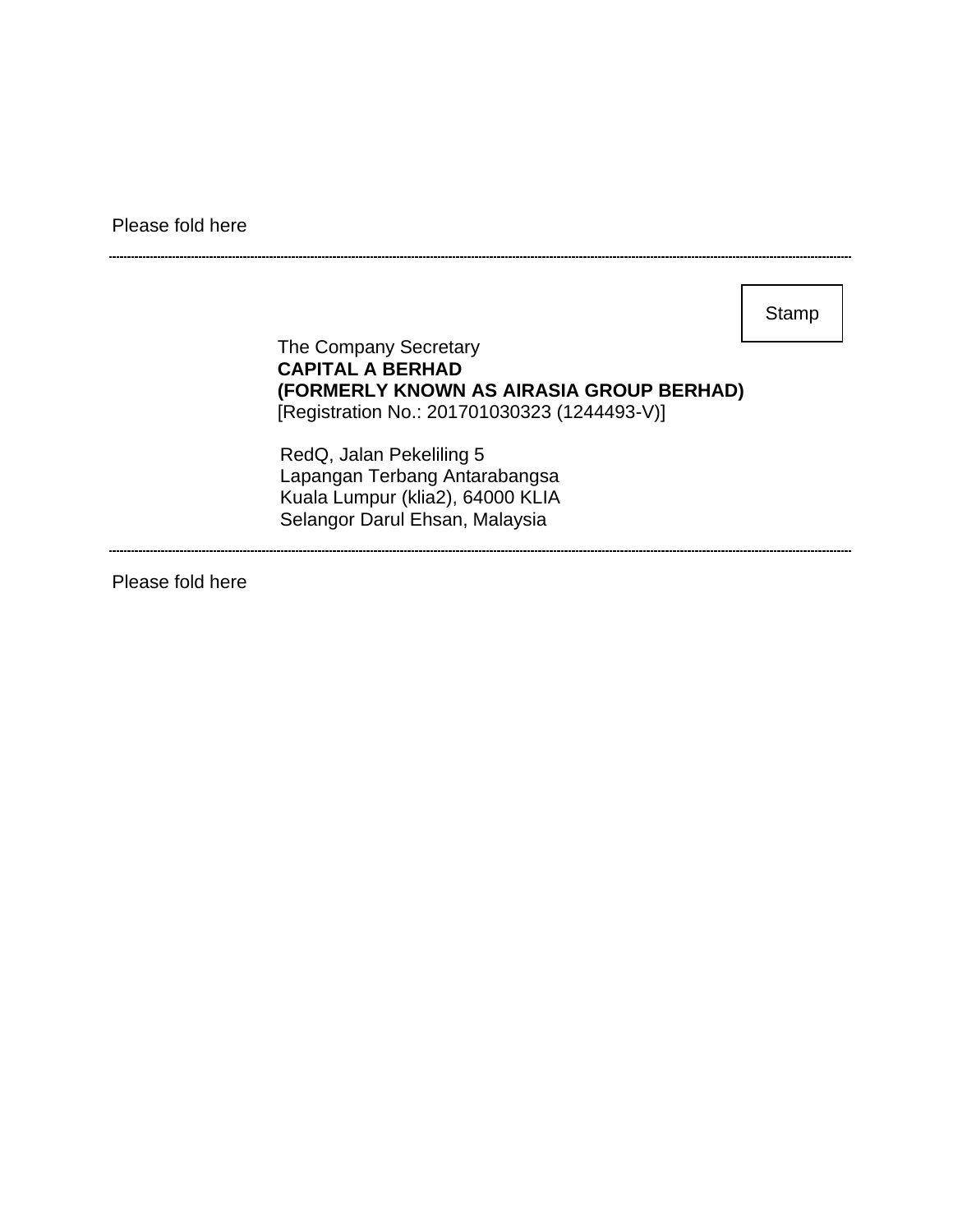Please fold here

---

Stamp

The Company Secretary
**CAPITAL A BERHAD**
**(FORMERLY KNOWN AS AIRASIA GROUP BERHAD)**
[Registration No.: 201701030323 (1244493-V)]

RedQ, Jalan Pekeliling 5
Lapangan Terbang Antarabangsa
Kuala Lumpur (klia2), 64000 KLIA
Selangor Darul Ehsan, Malaysia

---

Please fold here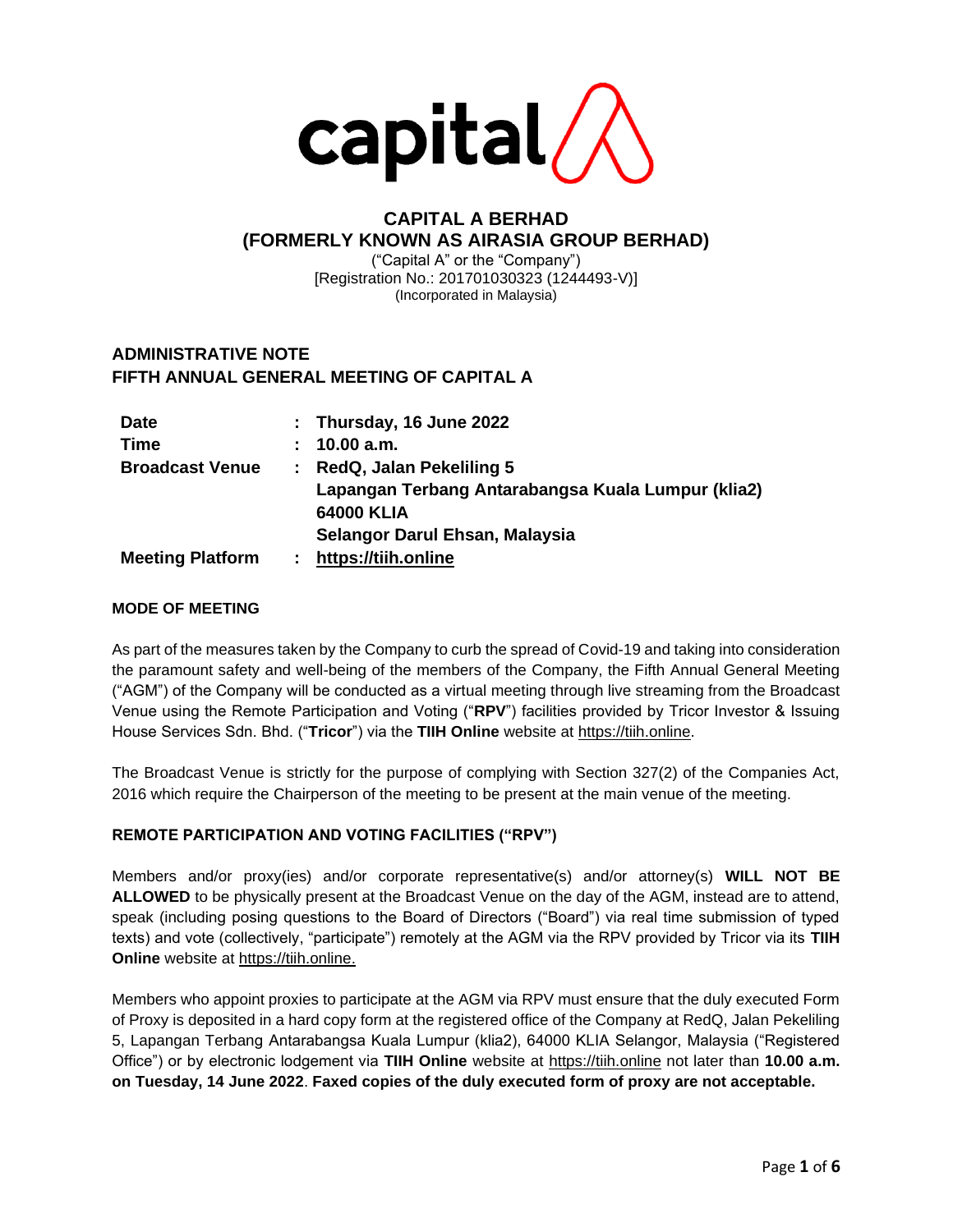capital A

# CAPITAL A BERHAD
# (FORMERLY KNOWN AS AIRASIA GROUP BERHAD)

("Capital A" or the "Company")
[Registration No.: 201701030323 (1244493-V)]
(Incorporated in Malaysia)

## ADMINISTRATIVE NOTE
## FIFTH ANNUAL GENERAL MEETING OF CAPITAL A

| | | |
|---|---|---|
| **Date** | : | **Thursday, 16 June 2022** |
| **Time** | : | **10.00 a.m.** |
| **Broadcast Venue** | : | **RedQ, Jalan Pekeliling 5**<br>**Lapangan Terbang Antarabangsa Kuala Lumpur (klia2)**<br>**64000 KLIA**<br>**Selangor Darul Ehsan, Malaysia** |
| **Meeting Platform** | : | **https://tiih.online** |

### MODE OF MEETING

As part of the measures taken by the Company to curb the spread of Covid-19 and taking into consideration the paramount safety and well-being of the members of the Company, the Fifth Annual General Meeting ("AGM") of the Company will be conducted as a virtual meeting through live streaming from the Broadcast Venue using the Remote Participation and Voting ("**RPV**") facilities provided by Tricor Investor & Issuing House Services Sdn. Bhd. ("**Tricor**") via the **TIIH Online** website at https://tiih.online.

The Broadcast Venue is strictly for the purpose of complying with Section 327(2) of the Companies Act, 2016 which require the Chairperson of the meeting to be present at the main venue of the meeting.

### REMOTE PARTICIPATION AND VOTING FACILITIES ("RPV")

Members and/or proxy(ies) and/or corporate representative(s) and/or attorney(s) **WILL NOT BE ALLOWED** to be physically present at the Broadcast Venue on the day of the AGM, instead are to attend, speak (including posing questions to the Board of Directors ("Board") via real time submission of typed texts) and vote (collectively, "participate") remotely at the AGM via the RPV provided by Tricor via its **TIIH Online** website at https://tiih.online.

Members who appoint proxies to participate at the AGM via RPV must ensure that the duly executed Form of Proxy is deposited in a hard copy form at the registered office of the Company at RedQ, Jalan Pekeliling 5, Lapangan Terbang Antarabangsa Kuala Lumpur (klia2), 64000 KLIA Selangor, Malaysia ("Registered Office") or by electronic lodgement via **TIIH Online** website at https://tiih.online not later than **10.00 a.m. on Tuesday, 14 June 2022**. **Faxed copies of the duly executed form of proxy are not acceptable.**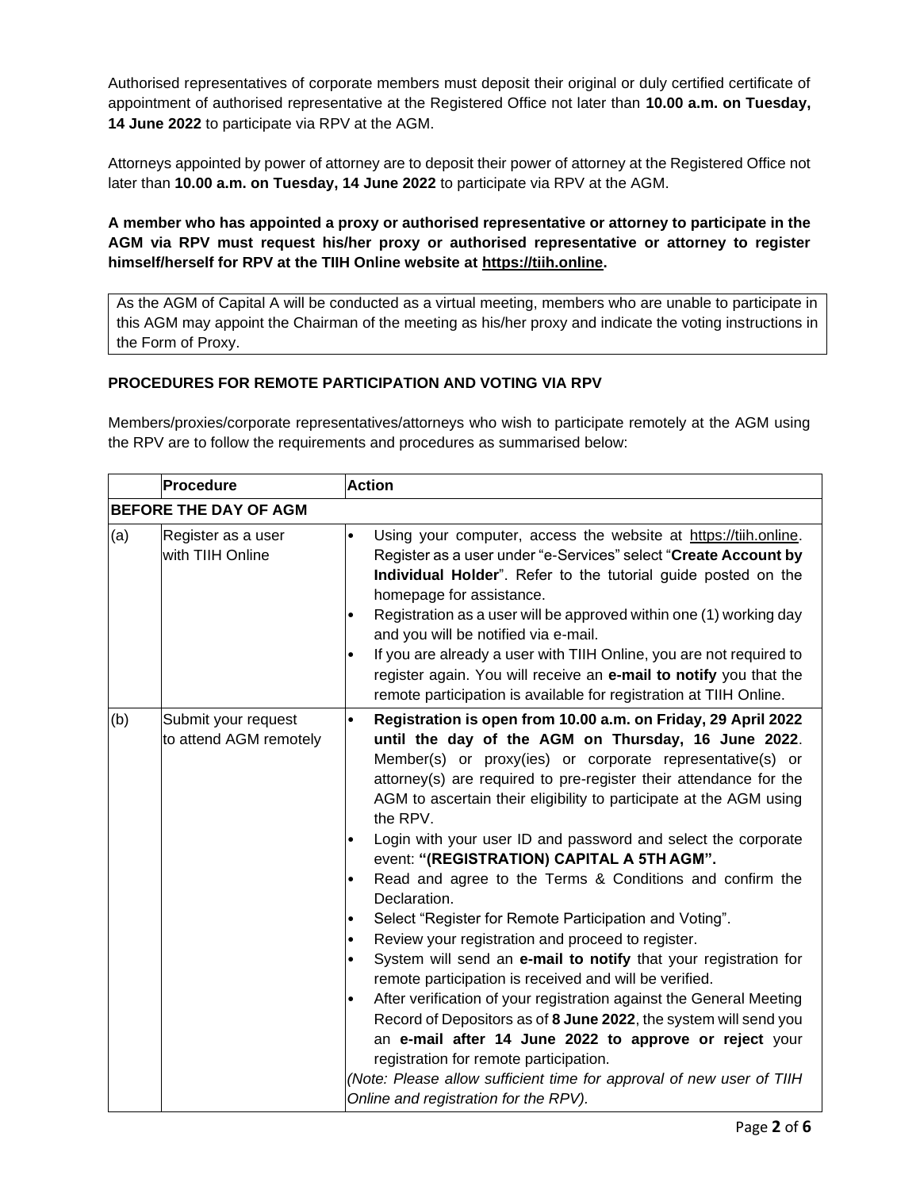Authorised representatives of corporate members must deposit their original or duly certified certificate of appointment of authorised representative at the Registered Office not later than **10.00 a.m. on Tuesday, 14 June 2022** to participate via RPV at the AGM.

Attorneys appointed by power of attorney are to deposit their power of attorney at the Registered Office not later than **10.00 a.m. on Tuesday, 14 June 2022** to participate via RPV at the AGM.

**A member who has appointed a proxy or authorised representative or attorney to participate in the AGM via RPV must request his/her proxy or authorised representative or attorney to register himself/herself for RPV at the TIIH Online website at https://tiih.online.**

As the AGM of Capital A will be conducted as a virtual meeting, members who are unable to participate in this AGM may appoint the Chairman of the meeting as his/her proxy and indicate the voting instructions in the Form of Proxy.

**PROCEDURES FOR REMOTE PARTICIPATION AND VOTING VIA RPV**

Members/proxies/corporate representatives/attorneys who wish to participate remotely at the AGM using the RPV are to follow the requirements and procedures as summarised below:

| | Procedure | Action |
|---|---|---|
| **BEFORE THE DAY OF AGM** | | |
| (a) | Register as a user with TIIH Online | • Using your computer, access the website at https://tiih.online. Register as a user under "e-Services" select "**Create Account by Individual Holder**". Refer to the tutorial guide posted on the homepage for assistance.<br>• Registration as a user will be approved within one (1) working day and you will be notified via e-mail.<br>• If you are already a user with TIIH Online, you are not required to register again. You will receive an **e-mail to notify** you that the remote participation is available for registration at TIIH Online. |
| (b) | Submit your request to attend AGM remotely | • **Registration is open from 10.00 a.m. on Friday, 29 April 2022 until the day of the AGM on Thursday, 16 June 2022**. Member(s) or proxy(ies) or corporate representative(s) or attorney(s) are required to pre-register their attendance for the AGM to ascertain their eligibility to participate at the AGM using the RPV.<br>• Login with your user ID and password and select the corporate event: **"(REGISTRATION) CAPITAL A 5TH AGM".**<br>• Read and agree to the Terms & Conditions and confirm the Declaration.<br>• Select "Register for Remote Participation and Voting".<br>• Review your registration and proceed to register.<br>• System will send an **e-mail to notify** that your registration for remote participation is received and will be verified.<br>• After verification of your registration against the General Meeting Record of Depositors as of **8 June 2022**, the system will send you an **e-mail after 14 June 2022 to approve or reject** your registration for remote participation.<br>*(Note: Please allow sufficient time for approval of new user of TIIH Online and registration for the RPV).* |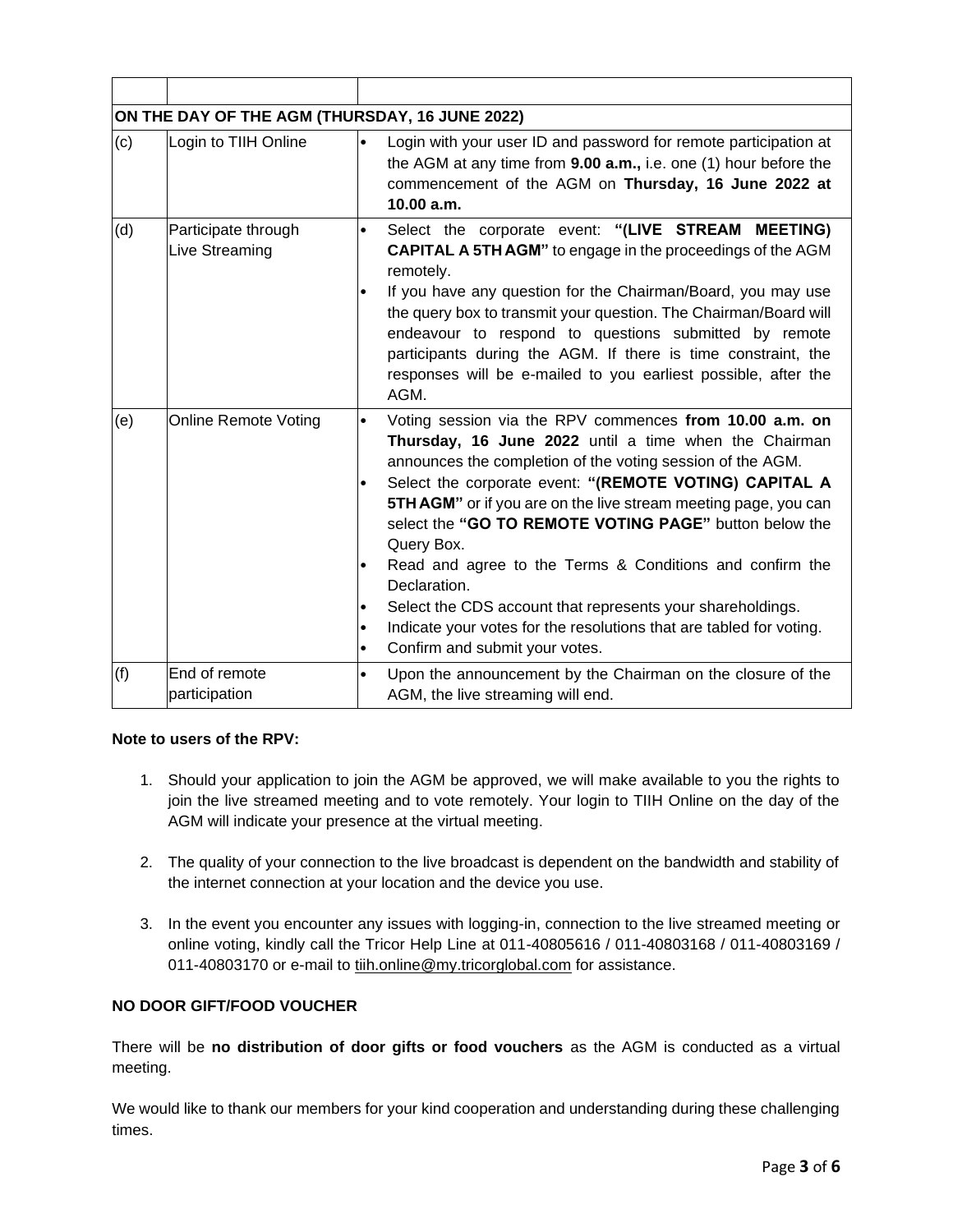| | | |
|---|---|---|
| **ON THE DAY OF THE AGM (THURSDAY, 16 JUNE 2022)** | | |
| (c) | Login to TIIH Online | • Login with your user ID and password for remote participation at the AGM at any time from **9.00 a.m.,** i.e. one (1) hour before the commencement of the AGM on **Thursday, 16 June 2022 at 10.00 a.m.** |
| (d) | Participate through Live Streaming | • Select the corporate event: **"(LIVE STREAM MEETING) CAPITAL A 5TH AGM"** to engage in the proceedings of the AGM remotely.<br>• If you have any question for the Chairman/Board, you may use the query box to transmit your question. The Chairman/Board will endeavour to respond to questions submitted by remote participants during the AGM. If there is time constraint, the responses will be e-mailed to you earliest possible, after the AGM. |
| (e) | Online Remote Voting | • Voting session via the RPV commences **from 10.00 a.m. on Thursday, 16 June 2022** until a time when the Chairman announces the completion of the voting session of the AGM.<br>• Select the corporate event: **"(REMOTE VOTING) CAPITAL A 5TH AGM"** or if you are on the live stream meeting page, you can select the **"GO TO REMOTE VOTING PAGE"** button below the Query Box.<br>• Read and agree to the Terms & Conditions and confirm the Declaration.<br>• Select the CDS account that represents your shareholdings.<br>• Indicate your votes for the resolutions that are tabled for voting.<br>• Confirm and submit your votes. |
| (f) | End of remote participation | • Upon the announcement by the Chairman on the closure of the AGM, the live streaming will end. |

**Note to users of the RPV:**

1. Should your application to join the AGM be approved, we will make available to you the rights to join the live streamed meeting and to vote remotely. Your login to TIIH Online on the day of the AGM will indicate your presence at the virtual meeting.

2. The quality of your connection to the live broadcast is dependent on the bandwidth and stability of the internet connection at your location and the device you use.

3. In the event you encounter any issues with logging-in, connection to the live streamed meeting or online voting, kindly call the Tricor Help Line at 011-40805616 / 011-40803168 / 011-40803169 / 011-40803170 or e-mail to tiih.online@my.tricorglobal.com for assistance.

**NO DOOR GIFT/FOOD VOUCHER**

There will be **no distribution of door gifts or food vouchers** as the AGM is conducted as a virtual meeting.

We would like to thank our members for your kind cooperation and understanding during these challenging times.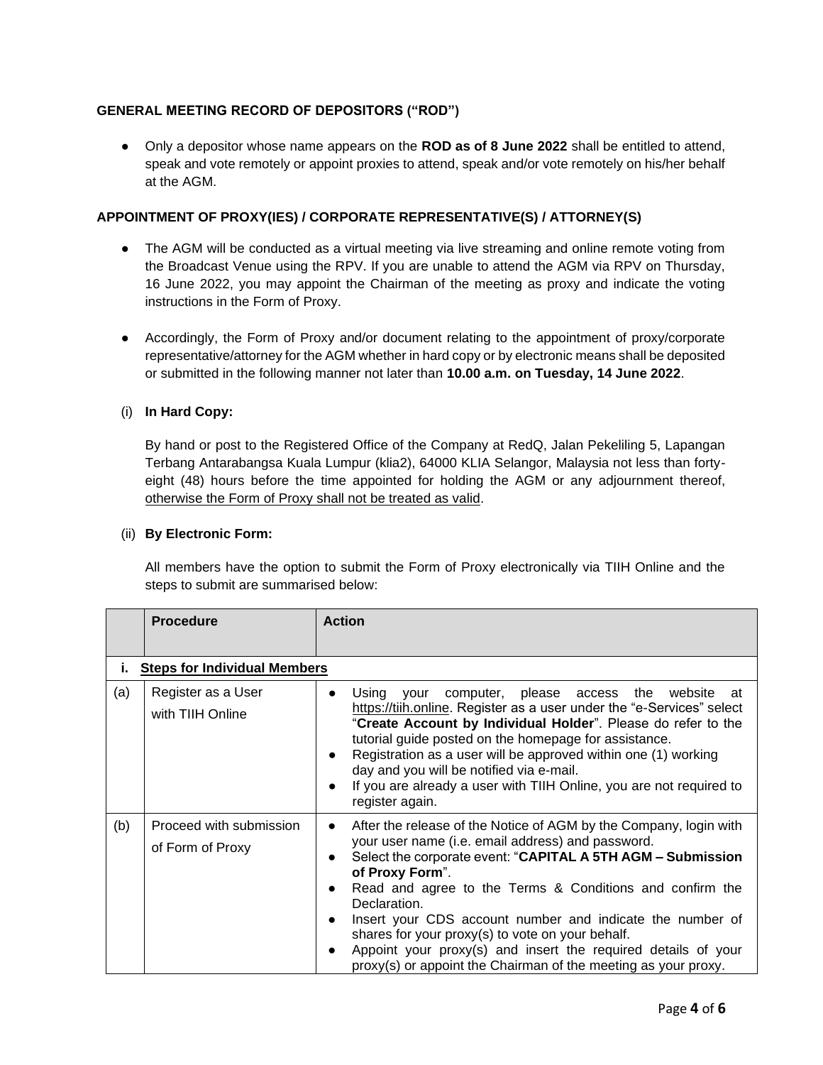### GENERAL MEETING RECORD OF DEPOSITORS ("ROD")

- Only a depositor whose name appears on the **ROD as of 8 June 2022** shall be entitled to attend, speak and vote remotely or appoint proxies to attend, speak and/or vote remotely on his/her behalf at the AGM.

### APPOINTMENT OF PROXY(IES) / CORPORATE REPRESENTATIVE(S) / ATTORNEY(S)

- The AGM will be conducted as a virtual meeting via live streaming and online remote voting from the Broadcast Venue using the RPV. If you are unable to attend the AGM via RPV on Thursday, 16 June 2022, you may appoint the Chairman of the meeting as proxy and indicate the voting instructions in the Form of Proxy.

- Accordingly, the Form of Proxy and/or document relating to the appointment of proxy/corporate representative/attorney for the AGM whether in hard copy or by electronic means shall be deposited or submitted in the following manner not later than **10.00 a.m. on Tuesday, 14 June 2022**.

(i) **In Hard Copy:**

By hand or post to the Registered Office of the Company at RedQ, Jalan Pekeliling 5, Lapangan Terbang Antarabangsa Kuala Lumpur (klia2), 64000 KLIA Selangor, Malaysia not less than forty-eight (48) hours before the time appointed for holding the AGM or any adjournment thereof, otherwise the Form of Proxy shall not be treated as valid.

(ii) **By Electronic Form:**

All members have the option to submit the Form of Proxy electronically via TIIH Online and the steps to submit are summarised below:

| | Procedure | Action |
|---|---|---|
| **i.** | **Steps for Individual Members** | |
| (a) | Register as a User with TIIH Online | • Using your computer, please access the website at https://tiih.online. Register as a user under the "e-Services" select "**Create Account by Individual Holder**". Please do refer to the tutorial guide posted on the homepage for assistance.<br>• Registration as a user will be approved within one (1) working day and you will be notified via e-mail.<br>• If you are already a user with TIIH Online, you are not required to register again. |
| (b) | Proceed with submission of Form of Proxy | • After the release of the Notice of AGM by the Company, login with your user name (i.e. email address) and password.<br>• Select the corporate event: "**CAPITAL A 5TH AGM – Submission of Proxy Form**".<br>• Read and agree to the Terms & Conditions and confirm the Declaration.<br>• Insert your CDS account number and indicate the number of shares for your proxy(s) to vote on your behalf.<br>• Appoint your proxy(s) and insert the required details of your proxy(s) or appoint the Chairman of the meeting as your proxy. |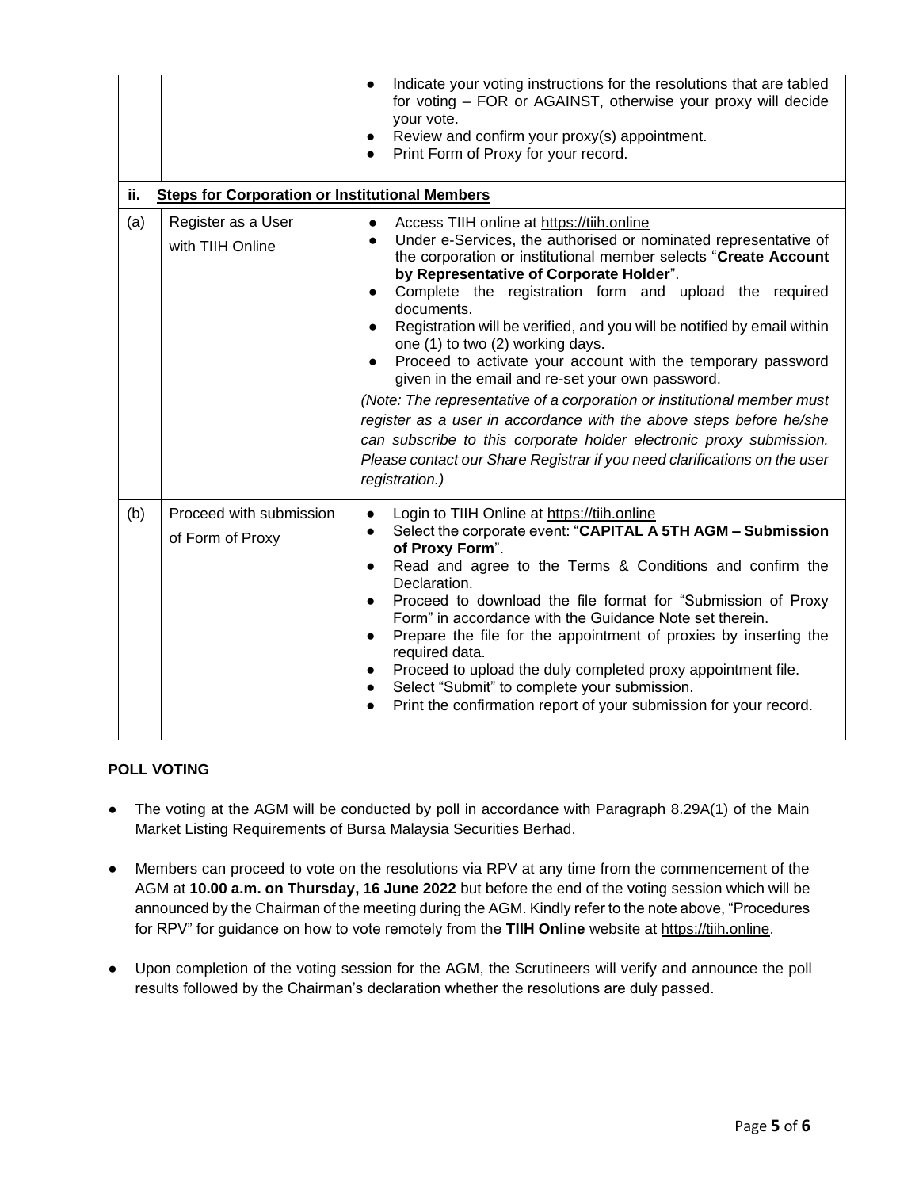| | | |
|---|---|---|
| | | ● Indicate your voting instructions for the resolutions that are tabled for voting – FOR or AGAINST, otherwise your proxy will decide your vote.<br>● Review and confirm your proxy(s) appointment.<br>● Print Form of Proxy for your record. |
| **ii.** | **Steps for Corporation or Institutional Members** | |
| (a) | Register as a User with TIIH Online | ● Access TIIH online at https://tiih.online<br>● Under e-Services, the authorised or nominated representative of the corporation or institutional member selects "**Create Account by Representative of Corporate Holder**".<br>● Complete the registration form and upload the required documents.<br>● Registration will be verified, and you will be notified by email within one (1) to two (2) working days.<br>● Proceed to activate your account with the temporary password given in the email and re-set your own password.<br>*(Note: The representative of a corporation or institutional member must register as a user in accordance with the above steps before he/she can subscribe to this corporate holder electronic proxy submission. Please contact our Share Registrar if you need clarifications on the user registration.)* |
| (b) | Proceed with submission of Form of Proxy | ● Login to TIIH Online at https://tiih.online<br>● Select the corporate event: "**CAPITAL A 5TH AGM – Submission of Proxy Form**".<br>● Read and agree to the Terms & Conditions and confirm the Declaration.<br>● Proceed to download the file format for "Submission of Proxy Form" in accordance with the Guidance Note set therein.<br>● Prepare the file for the appointment of proxies by inserting the required data.<br>● Proceed to upload the duly completed proxy appointment file.<br>● Select "Submit" to complete your submission.<br>● Print the confirmation report of your submission for your record. |

**POLL VOTING**

- The voting at the AGM will be conducted by poll in accordance with Paragraph 8.29A(1) of the Main Market Listing Requirements of Bursa Malaysia Securities Berhad.

- Members can proceed to vote on the resolutions via RPV at any time from the commencement of the AGM at **10.00 a.m. on Thursday, 16 June 2022** but before the end of the voting session which will be announced by the Chairman of the meeting during the AGM. Kindly refer to the note above, "Procedures for RPV" for guidance on how to vote remotely from the **TIIH Online** website at https://tiih.online.

- Upon completion of the voting session for the AGM, the Scrutineers will verify and announce the poll results followed by the Chairman's declaration whether the resolutions are duly passed.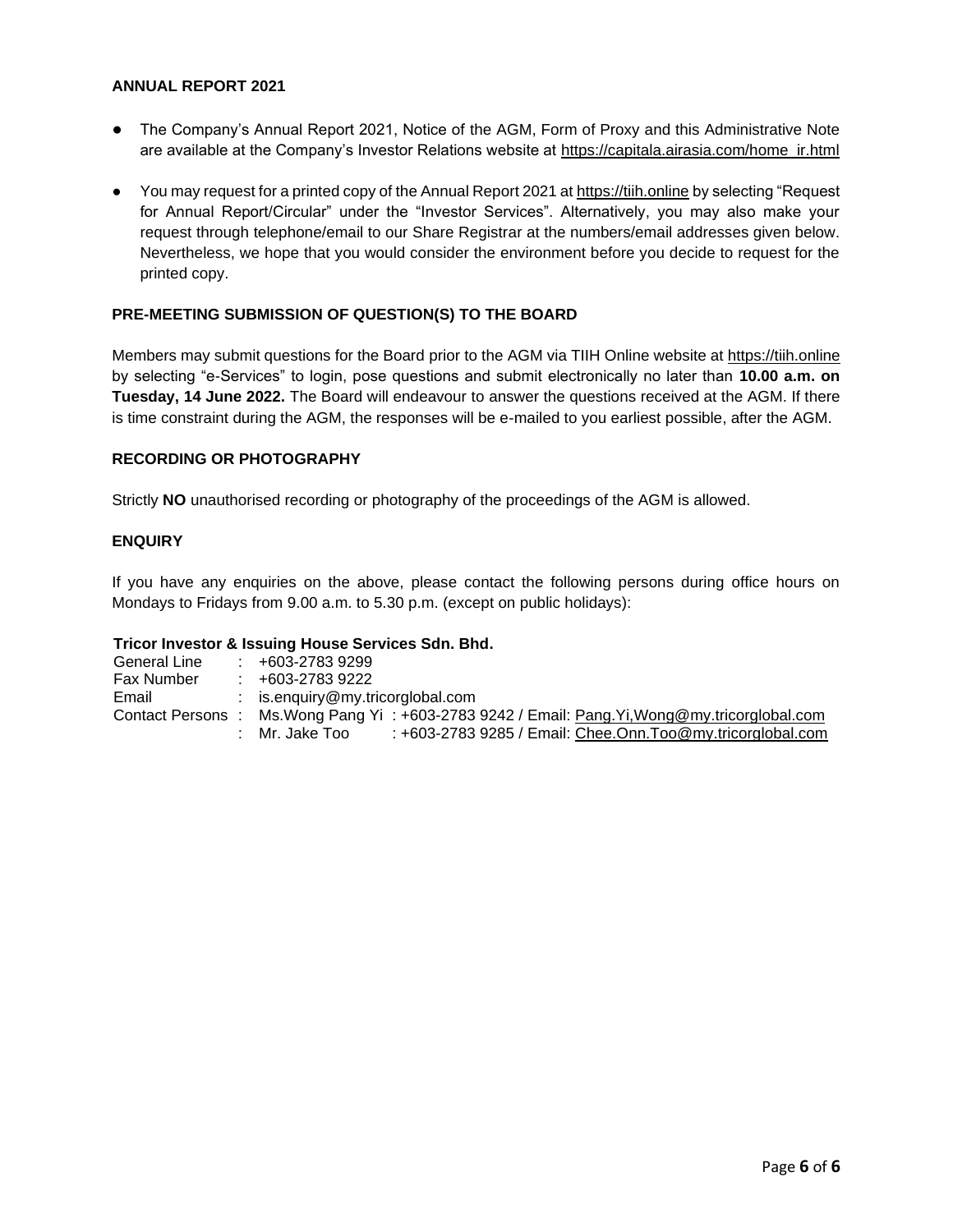## ANNUAL REPORT 2021

- The Company's Annual Report 2021, Notice of the AGM, Form of Proxy and this Administrative Note are available at the Company's Investor Relations website at https://capitala.airasia.com/home_ir.html
- You may request for a printed copy of the Annual Report 2021 at https://tiih.online by selecting "Request for Annual Report/Circular" under the "Investor Services". Alternatively, you may also make your request through telephone/email to our Share Registrar at the numbers/email addresses given below. Nevertheless, we hope that you would consider the environment before you decide to request for the printed copy.

## PRE-MEETING SUBMISSION OF QUESTION(S) TO THE BOARD

Members may submit questions for the Board prior to the AGM via TIIH Online website at https://tiih.online by selecting "e-Services" to login, pose questions and submit electronically no later than **10.00 a.m. on Tuesday, 14 June 2022.** The Board will endeavour to answer the questions received at the AGM. If there is time constraint during the AGM, the responses will be e-mailed to you earliest possible, after the AGM.

## RECORDING OR PHOTOGRAPHY

Strictly **NO** unauthorised recording or photography of the proceedings of the AGM is allowed.

## ENQUIRY

If you have any enquiries on the above, please contact the following persons during office hours on Mondays to Fridays from 9.00 a.m. to 5.30 p.m. (except on public holidays):

**Tricor Investor & Issuing House Services Sdn. Bhd.**

| | | | |
|---|---|---|---|
| General Line | : | +603-2783 9299 | |
| Fax Number | : | +603-2783 9222 | |
| Email | : | is.enquiry@my.tricorglobal.com | |
| Contact Persons | : | Ms.Wong Pang Yi | : +603-2783 9242 / Email: Pang.Yi,Wong@my.tricorglobal.com |
| | : | Mr. Jake Too | : +603-2783 9285 / Email: Chee.Onn.Too@my.tricorglobal.com |